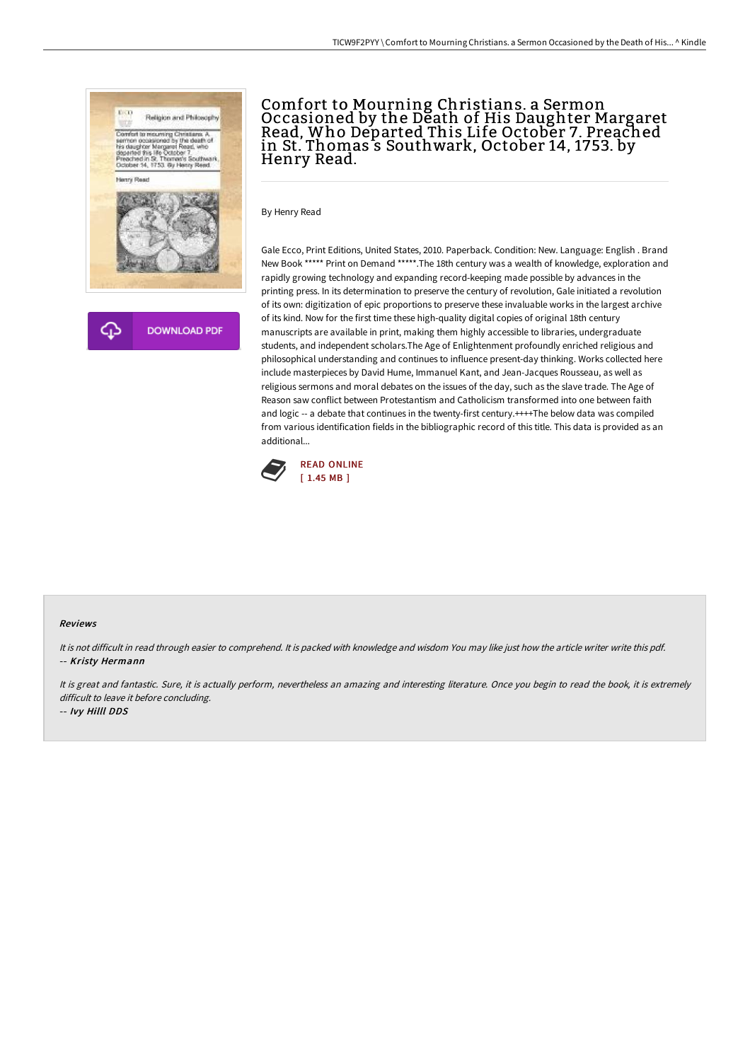# Comfort to Mourning Christians. a Sermon Occasioned by the Death of His Daughter Margaret Read, Who Departed This Life October 7. Preached in St. Thomas s Southwark, October 14, 1753. by Henry Read.

DOWNLOAD PDF

By Henry Read

Gale Ecco, Print Editions, United States, 2010. Paperback. Condition: New. Language: English . Brand New Book ***** Print on Demand *****.The 18th century was a wealth of knowledge, exploration and rapidly growing technology and expanding record-keeping made possible by advances in the printing press. In its determination to preserve the century of revolution, Gale initiated a revolution of its own: digitization of epic proportions to preserve these invaluable works in the largest archive of its kind. Now for the first time these high-quality digital copies of original 18th century manuscripts are available in print, making them highly accessible to libraries, undergraduate students, and independent scholars.The Age of Enlightenment profoundly enriched religious and philosophical understanding and continues to influence present-day thinking. Works collected here include masterpieces by David Hume, Immanuel Kant, and Jean-Jacques Rousseau, as well as religious sermons and moral debates on the issues of the day, such as the slave trade. The Age of Reason saw conflict between Protestantism and Catholicism transformed into one between faith and logic -- a debate that continues in the twenty-first century.++++The below data was compiled from various identification fields in the bibliographic record of this title. This data is provided as an additional...

READ ONLINE
[ 1.45 MB ]

### Reviews

*It is not difficult in read through easier to comprehend. It is packed with knowledge and wisdom You may like just how the article writer write this pdf.*
-- ***Kristy Hermann***

*It is great and fantastic. Sure, it is actually perform, nevertheless an amazing and interesting literature. Once you begin to read the book, it is extremely difficult to leave it before concluding.*
-- ***Ivy Hilll DDS***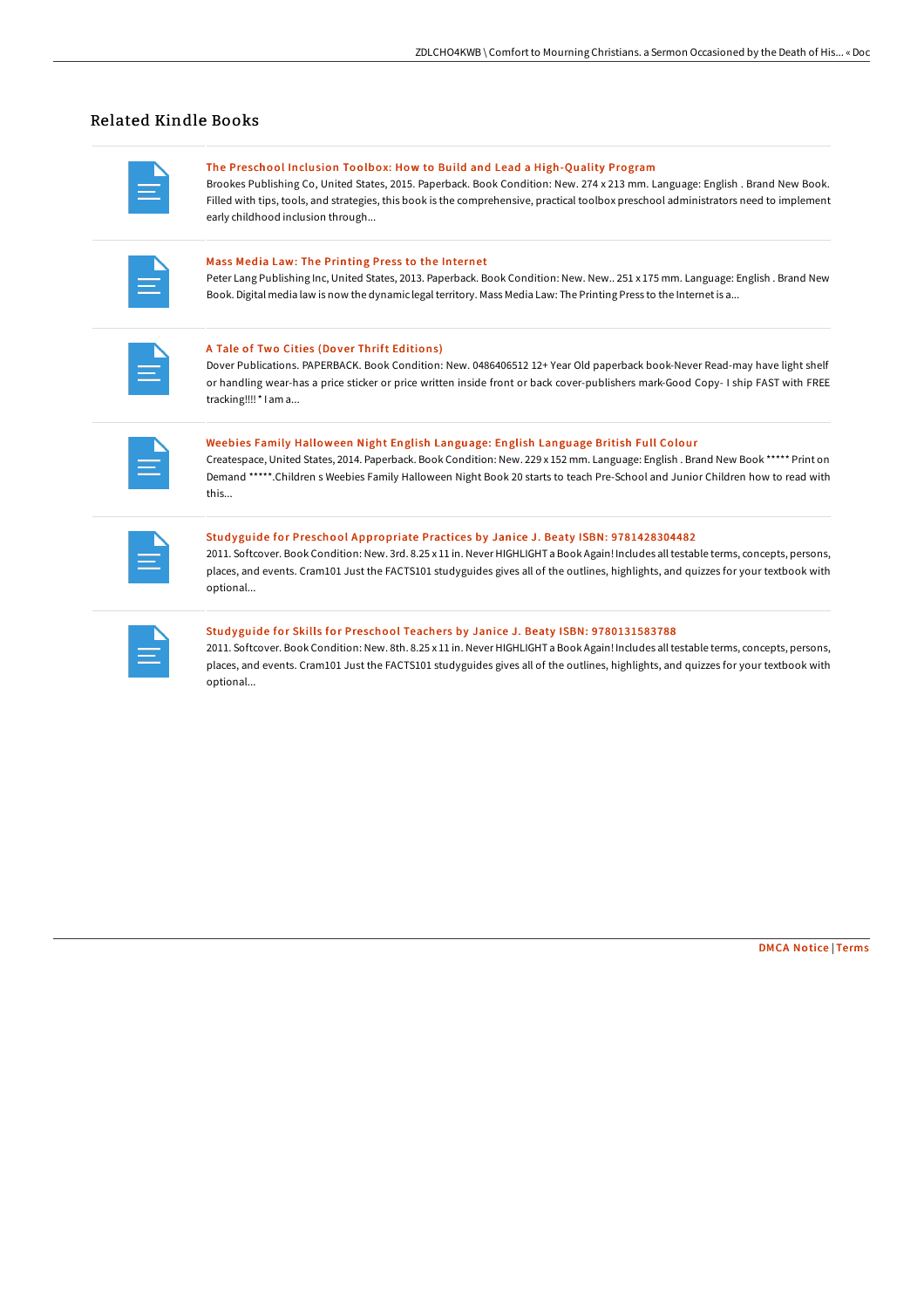## Related Kindle Books

### The Preschool Inclusion Toolbox: How to Build and Lead a High-Quality Program

Brookes Publishing Co, United States, 2015. Paperback. Book Condition: New. 274 x 213 mm. Language: English . Brand New Book. Filled with tips, tools, and strategies, this book is the comprehensive, practical toolbox preschool administrators need to implement early childhood inclusion through...

### Mass Media Law: The Printing Press to the Internet

Peter Lang Publishing Inc, United States, 2013. Paperback. Book Condition: New. New.. 251 x 175 mm. Language: English . Brand New Book. Digital media law is now the dynamic legal territory. Mass Media Law: The Printing Press to the Internet is a...

### A Tale of Two Cities (Dover Thrift Editions)

Dover Publications. PAPERBACK. Book Condition: New. 0486406512 12+ Year Old paperback book-Never Read-may have light shelf or handling wear-has a price sticker or price written inside front or back cover-publishers mark-Good Copy- I ship FAST with FREE tracking!!!! * I am a...

### Weebies Family Halloween Night English Language: English Language British Full Colour

Createspace, United States, 2014. Paperback. Book Condition: New. 229 x 152 mm. Language: English . Brand New Book ***** Print on Demand *****.Children s Weebies Family Halloween Night Book 20 starts to teach Pre-School and Junior Children how to read with this...

### Studyguide for Preschool Appropriate Practices by Janice J. Beaty ISBN: 9781428304482

2011. Softcover. Book Condition: New. 3rd. 8.25 x 11 in. Never HIGHLIGHT a Book Again! Includes all testable terms, concepts, persons, places, and events. Cram101 Just the FACTS101 studyguides gives all of the outlines, highlights, and quizzes for your textbook with optional...

### Studyguide for Skills for Preschool Teachers by Janice J. Beaty ISBN: 9780131583788

2011. Softcover. Book Condition: New. 8th. 8.25 x 11 in. Never HIGHLIGHT a Book Again! Includes all testable terms, concepts, persons, places, and events. Cram101 Just the FACTS101 studyguides gives all of the outlines, highlights, and quizzes for your textbook with optional...